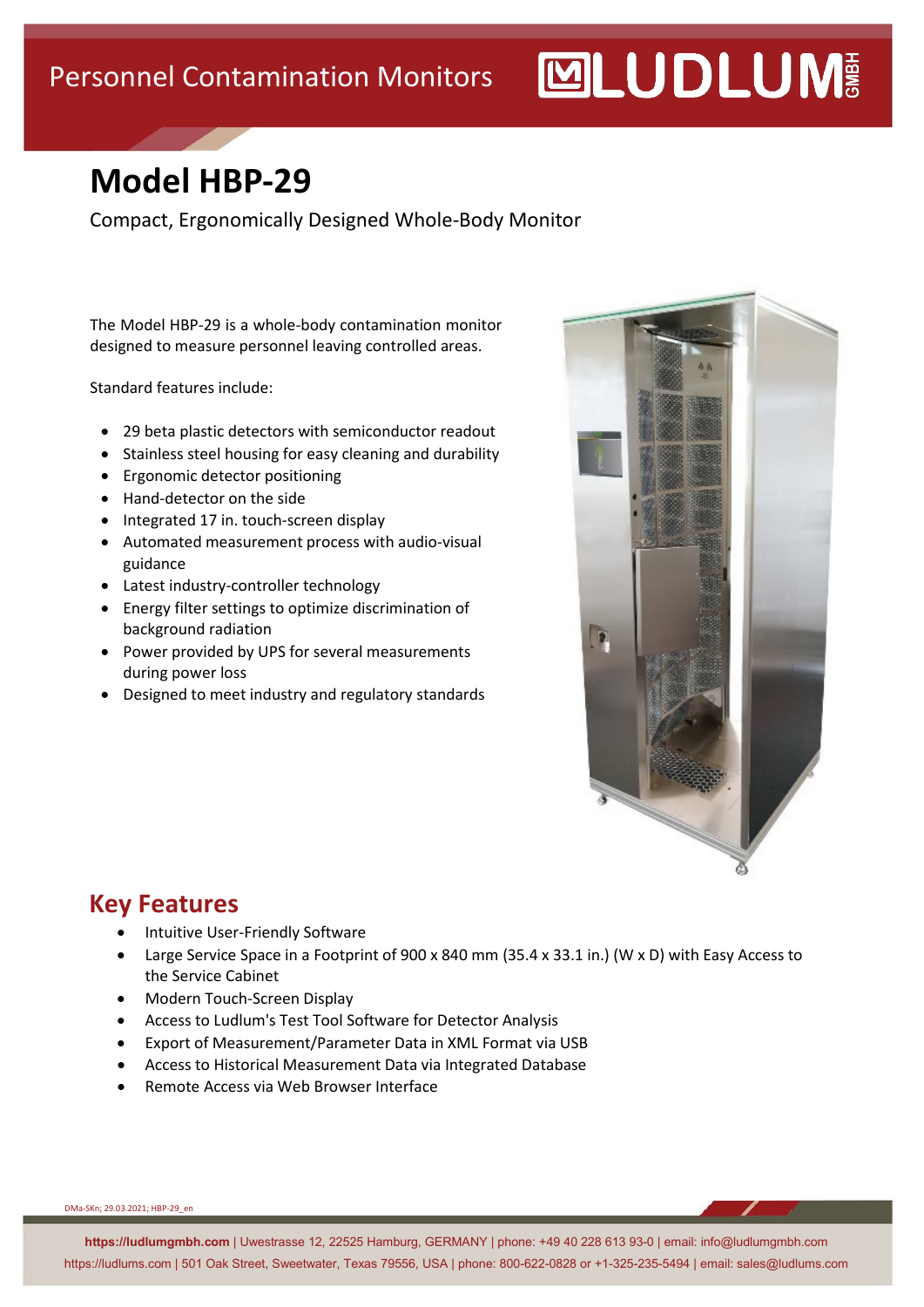Personnel Contamination Monitors

# Model HBP-29

Compact, Ergonomically Designed Whole-Body Monitor

The Model HBP-29 is a whole-body contamination monitor designed to measure personnel leaving controlled areas.

Standard features include:

- 29 beta plastic detectors with semiconductor readout
- Stainless steel housing for easy cleaning and durability
- Ergonomic detector positioning
- Hand-detector on the side
- Integrated 17 in. touch-screen display
- Automated measurement process with audio-visual guidance
- Latest industry-controller technology
- Energy filter settings to optimize discrimination of background radiation
- Power provided by UPS for several measurements during power loss
- Designed to meet industry and regulatory standards

## Key Features

- Intuitive User-Friendly Software
- Large Service Space in a Footprint of 900 x 840 mm (35.4 x 33.1 in.) (W x D) with Easy Access to the Service Cabinet
- Modern Touch-Screen Display
- Access to Ludlum's Test Tool Software for Detector Analysis
- Export of Measurement/Parameter Data in XML Format via USB
- Access to Historical Measurement Data via Integrated Database
- Remote Access via Web Browser Interface

DMa-SKn; 29.03.2021; HBP-29_en

**https://ludlumgmbh.com** | Uwestrasse 12, 22525 Hamburg, GERMANY | phone: +49 40 228 613 93-0 | email: info@ludlumgmbh.com
https://ludlums.com | 501 Oak Street, Sweetwater, Texas 79556, USA | phone: 800-622-0828 or +1-325-235-5494 | email: sales@ludlums.com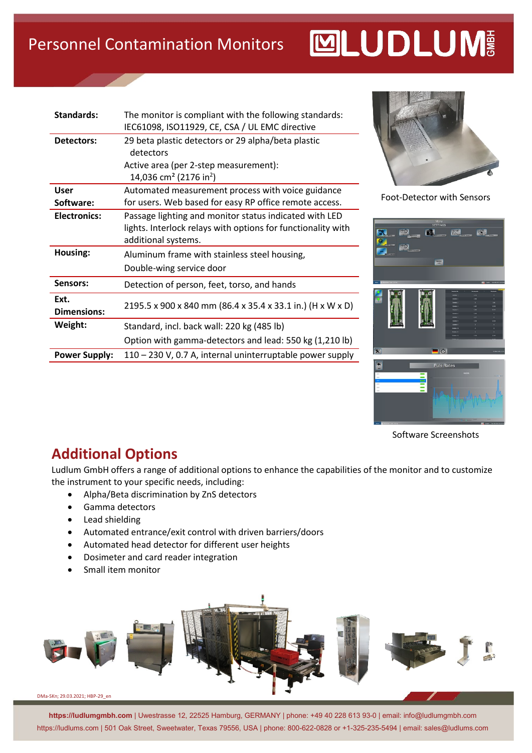# Personnel Contamination Monitors

| | |
|---|---|
| **Standards:** | The monitor is compliant with the following standards: IEC61098, ISO11929, CE, CSA / UL EMC directive |
| **Detectors:** | 29 beta plastic detectors or 29 alpha/beta plastic detectors<br>Active area (per 2-step measurement): 14,036 cm² (2176 in$^2$) |
| **User Software:** | Automated measurement process with voice guidance for users. Web based for easy RP office remote access. |
| **Electronics:** | Passage lighting and monitor status indicated with LED lights. Interlock relays with options for functionality with additional systems. |
| **Housing:** | Aluminum frame with stainless steel housing,<br>Double-wing service door |
| **Sensors:** | Detection of person, feet, torso, and hands |
| **Ext. Dimensions:** | 2195.5 x 900 x 840 mm (86.4 x 35.4 x 33.1 in.) (H x W x D) |
| **Weight:** | Standard, incl. back wall: 220 kg (485 lb)<br>Option with gamma-detectors and lead: 550 kg (1,210 lb) |
| **Power Supply:** | 110 – 230 V, 0.7 A, internal uninterruptable power supply |

Foot-Detector with Sensors

Software Screenshots

## Additional Options

Ludlum GmbH offers a range of additional options to enhance the capabilities of the monitor and to customize the instrument to your specific needs, including:

- Alpha/Beta discrimination by ZnS detectors
- Gamma detectors
- Lead shielding
- Automated entrance/exit control with driven barriers/doors
- Automated head detector for different user heights
- Dosimeter and card reader integration
- Small item monitor

DMa-SKn; 29.03.2021; HBP-29_en

**https://ludlumgmbh.com** | Uwestrasse 12, 22525 Hamburg, GERMANY | phone: +49 40 228 613 93-0 | email: info@ludlumgmbh.com
https://ludlums.com | 501 Oak Street, Sweetwater, Texas 79556, USA | phone: 800-622-0828 or +1-325-235-5494 | email: sales@ludlums.com